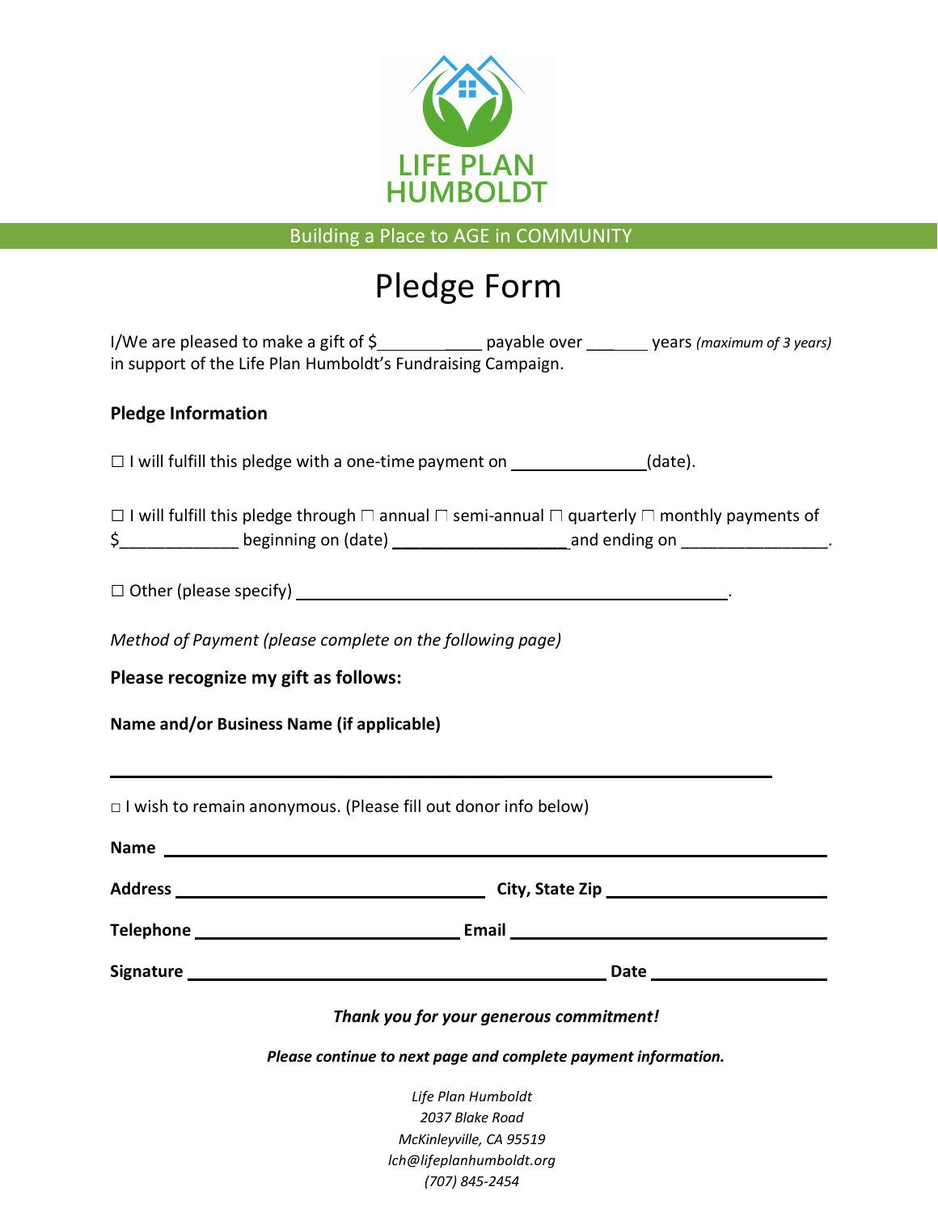LIFE PLAN HUMBOLDT

Building a Place to AGE in COMMUNITY

# Pledge Form

I/We are pleased to make a gift of $_______________ payable over _______ years *(maximum of 3 years)* in support of the Life Plan Humboldt's Fundraising Campaign.

**Pledge Information**

☐ I will fulfill this pledge with a one-time payment on _______________(date).

☐ I will fulfill this pledge through ☐ annual ☐ semi-annual ☐ quarterly ☐ monthly payments of $_____________ beginning on (date) ___________________ and ending on ________________.

☐ Other (please specify) ________________________________________________.

*Method of Payment (please complete on the following page)*

**Please recognize my gift as follows:**

**Name and/or Business Name (if applicable)**

_____________________________________________________________________

☐ I wish to remain anonymous. (Please fill out donor info below)

**Name** _____________________________________________________________

**Address** ________________________________ **City, State Zip** _______________________

**Telephone** ___________________________ **Email** ____________________________

**Signature** __________________________________________ **Date** __________________

***Thank you for your generous commitment!***

***Please continue to next page and complete payment information.***

*Life Plan Humboldt*
*2037 Blake Road*
*McKinleyville, CA 95519*
*lch@lifeplanhumboldt.org*
*(707) 845-2454*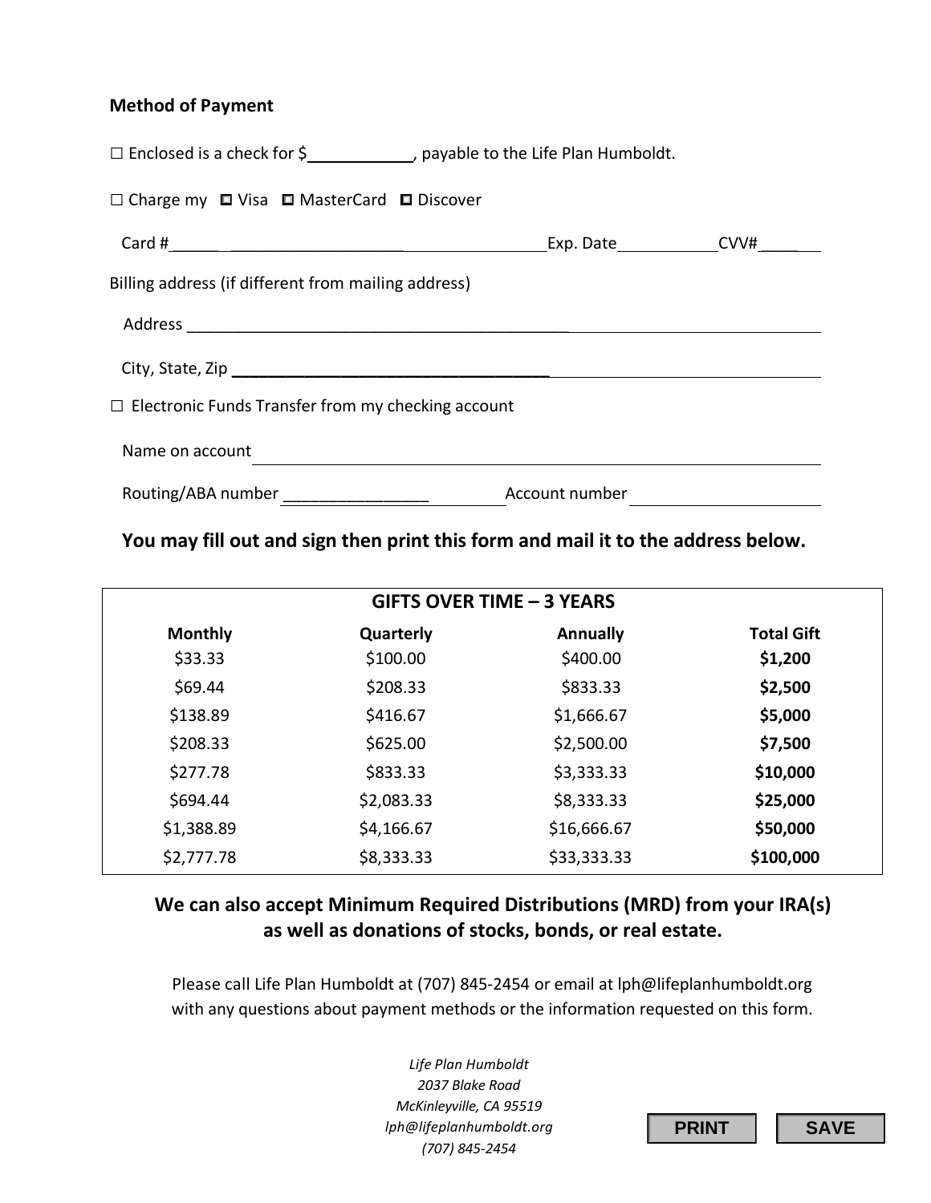**Method of Payment**

☐ Enclosed is a check for $\_\_\_\_\_\_\_\_\_\_\_\_, payable to the Life Plan Humboldt.

☐ Charge my ◘ Visa ◘ MasterCard ◘ Discover

Card #\_\_\_\_\_\_ \_\_\_\_\_\_\_\_\_\_\_\_\_\_\_\_\_\_\_\_\_\_\_\_\_\_\_\_\_\_\_\_\_\_\_\_\_\_\_\_ Exp. Date\_\_\_\_\_\_\_\_\_\_\_\_ CVV#\_\_\_\_\_\_\_

Billing address (if different from mailing address)

Address \_\_\_\_\_\_\_\_\_\_\_\_\_\_\_\_\_\_\_\_\_\_\_\_\_\_\_\_\_\_\_\_\_\_\_\_\_\_\_\_\_\_\_\_\_\_\_\_\_\_\_\_\_\_\_\_\_\_\_\_\_\_\_\_\_\_\_\_\_\_

City, State, Zip \_\_\_\_\_\_\_\_\_\_\_\_\_\_\_\_\_\_\_\_\_\_\_\_\_\_\_\_\_\_\_\_\_\_\_\_\_\_\_\_\_\_\_\_\_\_\_\_\_\_\_\_\_\_\_\_\_\_\_\_\_\_\_\_

☐ Electronic Funds Transfer from my checking account

Name on account \_\_\_\_\_\_\_\_\_\_\_\_\_\_\_\_\_\_\_\_\_\_\_\_\_\_\_\_\_\_\_\_\_\_\_\_\_\_\_\_\_\_\_\_\_\_\_\_\_\_\_\_\_\_\_\_\_\_\_\_\_\_\_\_

Routing/ABA number \_\_\_\_\_\_\_\_\_\_\_\_\_\_\_\_\_\_\_\_\_\_\_\_ Account number \_\_\_\_\_\_\_\_\_\_\_\_\_\_\_\_\_\_\_\_\_\_

**You may fill out and sign then print this form and mail it to the address below.**

**GIFTS OVER TIME – 3 YEARS**

| Monthly | Quarterly | Annually | Total Gift |
|---|---|---|---|
| $33.33 | $100.00 | $400.00 | **$1,200** |
| $69.44 | $208.33 | $833.33 | **$2,500** |
| $138.89 | $416.67 | $1,666.67 | **$5,000** |
| $208.33 | $625.00 | $2,500.00 | **$7,500** |
| $277.78 | $833.33 | $3,333.33 | **$10,000** |
| $694.44 | $2,083.33 | $8,333.33 | **$25,000** |
| $1,388.89 | $4,166.67 | $16,666.67 | **$50,000** |
| $2,777.78 | $8,333.33 | $33,333.33 | **$100,000** |

**We can also accept Minimum Required Distributions (MRD) from your IRA(s) as well as donations of stocks, bonds, or real estate.**

Please call Life Plan Humboldt at (707) 845-2454 or email at lph@lifeplanhumboldt.org with any questions about payment methods or the information requested on this form.

*Life Plan Humboldt*
*2037 Blake Road*
*McKinleyville, CA 95519*
*lph@lifeplanhumboldt.org*
*(707) 845-2454*

PRINT SAVE